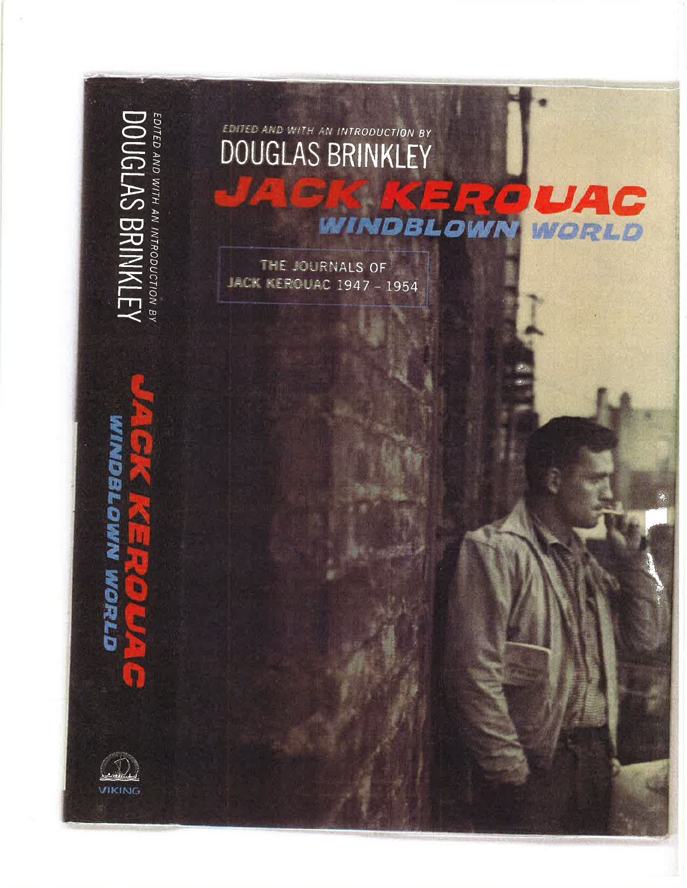EDITED AND WITH AN INTRODUCTION BY

DOUGLAS BRINKLEY

# JACK KEROUAC

## WINDBLOWN WORLD

THE JOURNALS OF
JACK KEROUAC 1947 – 1954

EDITED AND WITH AN INTRODUCTION BY
DOUGLAS BRINKLEY

JACK KEROUAC
WINDBLOWN WORLD

VIKING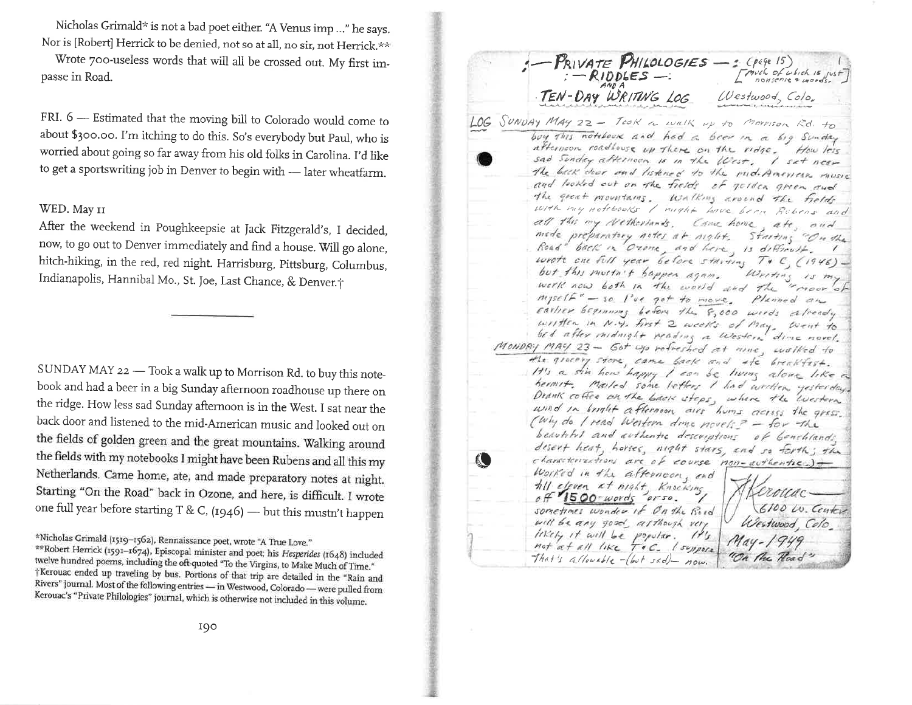Nicholas Grimald* is not a bad poet either. "A Venus imp ..." he says. Nor is [Robert] Herrick to be denied, not so at all, no sir, not Herrick.**

Wrote 700-useless words that will all be crossed out. My first impasse in Road.

FRI. 6 — Estimated that the moving bill to Colorado would come to about $300.00. I'm itching to do this. So's everybody but Paul, who is worried about going so far away from his old folks in Carolina. I'd like to get a sportswriting job in Denver to begin with — later wheatfarm.

WED. May 11

After the weekend in Poughkeepsie at Jack Fitzgerald's, I decided, now, to go out to Denver immediately and find a house. Will go alone, hitch-hiking, in the red, red night. Harrisburg, Pittsburg, Columbus, Indianapolis, Hannibal Mo., St. Joe, Last Chance, & Denver.†

---

SUNDAY MAY 22 — Took a walk up to Morrison Rd. to buy this notebook and had a beer in a big Sunday afternoon roadhouse up there on the ridge. How less sad Sunday afternoon is in the West. I sat near the back door and listened to the mid-American music and looked out on the fields of golden green and the great mountains. Walking around the fields with my notebooks I might have been Rubens and all this my Netherlands. Came home, ate, and made preparatory notes at night. Starting "On the Road" back in Ozone, and here, is difficult. I wrote one full year before starting T & C, (1946) — but this mustn't happen

*Nicholas Grimald (1519–1562), Rennaissance poet, wrote "A True Love."

**Robert Herrick (1591–1674), Episcopal minister and poet; his *Hesperides* (1648) included twelve hundred poems, including the oft-quoted "To the Virgins, to Make Much of Time."

†Kerouac ended up traveling by bus. Portions of that trip are detailed in the "Rain and Rivers" journal. Most of the following entries — in Westwood, Colorado — were pulled from Kerouac's "Private Philologies" journal, which is otherwise not included in this volume.

:—PRIVATE PHILOLOGIES —: (page 15)
:— RIDDLES —: [much of which is just nonsense + words.]
AND A
TEN-DAY WRITING LOG Westwood, Colo.

LOG SUNDAY MAY 22 — Took a walk up to Morrison Rd. to buy this notebook and had a beer in a big Sunday afternoon roadhouse up there on the ridge. How less sad Sunday afternoon is in the West. I sat near the back door and listened to the mid-American music and looked out on the fields of golden green and the great mountains. Walking around the fields with my notebooks I might have been Rubens and all this my Netherlands. Came home, ate, and made preparatory notes at night. Starting "On the Road" back in Ozone, and here, is difficult. I wrote one full year before starting T & C (1946) — but this mustn't happen again. Writing is my work now both in the world and the "moor of myself" — so I've got to move. Planned an earlier beginning before the 8,000 words already written in N.Y. first 2 weeks of May. Went to bed after midnight reading a Western dime novel.

MONDAY MAY 23 — Got up refreshed at nine, walked to the grocery store, came back and ate breakfast. It's a sin how happy I can be living alone like a hermit. Mailed some letters I had written yesterday. Drank coffee on the back steps, where the western wind in bright afternoon airs hums across the grass. (Why do I read Western dime novels? — for the beautiful and authentic descriptions of benchlands, desert heat, horses, night stars, and so forth; the characterizations are of course non-authentic.) — Worked in the afternoon, and till eleven at night, knocking off 1500-words or so. I sometimes wonder if On the Road will be any good, although very likely it will be popular. It's not at all like T&C. I suppose that's allowable — (but sad) — now.

J Kerouac —
6100 W. Center
Westwood, Colo.
May - 1949
"On the Road"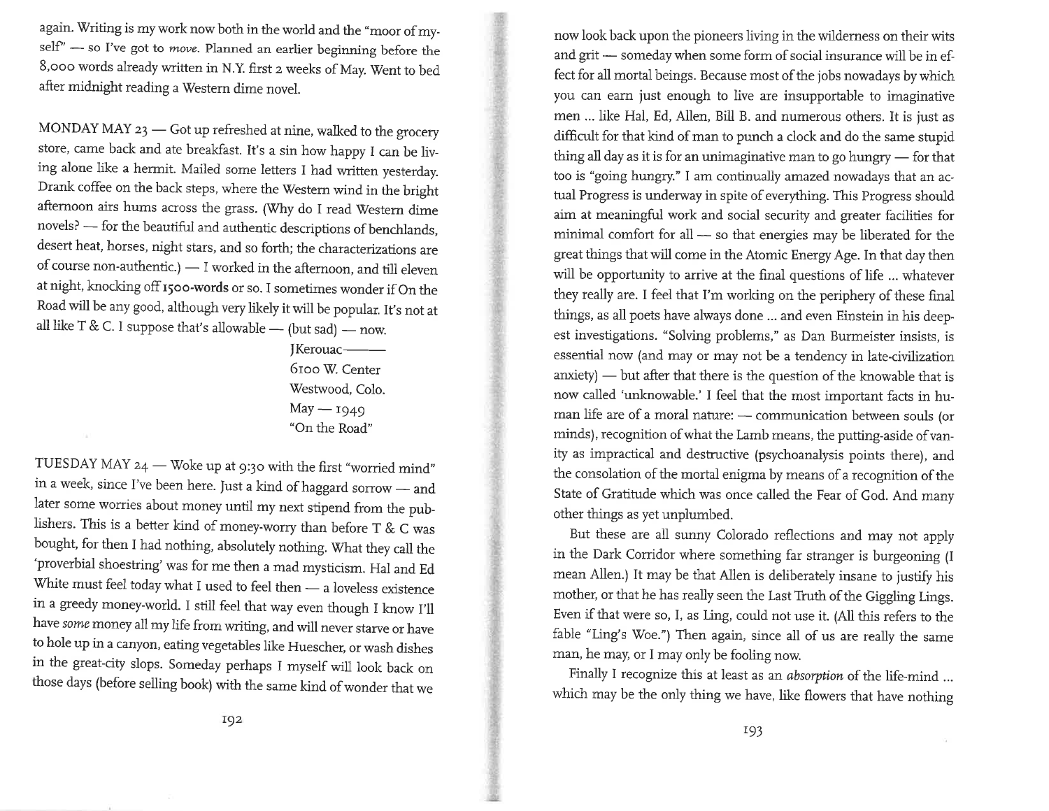again. Writing is my work now both in the world and the "moor of myself" — so I've got to *move*. Planned an earlier beginning before the 8,000 words already written in N.Y. first 2 weeks of May. Went to bed after midnight reading a Western dime novel.

MONDAY MAY 23 — Got up refreshed at nine, walked to the grocery store, came back and ate breakfast. It's a sin how happy I can be living alone like a hermit. Mailed some letters I had written yesterday. Drank coffee on the back steps, where the Western wind in the bright afternoon airs hums across the grass. (Why do I read Western dime novels? — for the beautiful and authentic descriptions of benchlands, desert heat, horses, night stars, and so forth; the characterizations are of course non-authentic.) — I worked in the afternoon, and till eleven at night, knocking off 1500-words or so. I sometimes wonder if On the Road will be any good, although very likely it will be popular. It's not at all like T & C. I suppose that's allowable — (but sad) — now.

JKerouac———
6100 W. Center
Westwood, Colo.
May — 1949
"On the Road"

TUESDAY MAY 24 — Woke up at 9:30 with the first "worried mind" in a week, since I've been here. Just a kind of haggard sorrow — and later some worries about money until my next stipend from the publishers. This is a better kind of money-worry than before T & C was bought, for then I had nothing, absolutely nothing. What they call the 'proverbial shoestring' was for me then a mad mysticism. Hal and Ed White must feel today what I used to feel then — a loveless existence in a greedy money-world. I still feel that way even though I know I'll have *some* money all my life from writing, and will never starve or have to hole up in a canyon, eating vegetables like Huescher, or wash dishes in the great-city slops. Someday perhaps I myself will look back on those days (before selling book) with the same kind of wonder that we now look back upon the pioneers living in the wilderness on their wits and grit — someday when some form of social insurance will be in effect for all mortal beings. Because most of the jobs nowadays by which you can earn just enough to live are insupportable to imaginative men ... like Hal, Ed, Allen, Bill B. and numerous others. It is just as difficult for that kind of man to punch a clock and do the same stupid thing all day as it is for an unimaginative man to go hungry — for that too is "going hungry." I am continually amazed nowadays that an actual Progress is underway in spite of everything. This Progress should aim at meaningful work and social security and greater facilities for minimal comfort for all — so that energies may be liberated for the great things that will come in the Atomic Energy Age. In that day then will be opportunity to arrive at the final questions of life ... whatever they really are. I feel that I'm working on the periphery of these final things, as all poets have always done ... and even Einstein in his deepest investigations. "Solving problems," as Dan Burmeister insists, is essential now (and may or may not be a tendency in late-civilization anxiety) — but after that there is the question of the knowable that is now called 'unknowable.' I feel that the most important facts in human life are of a moral nature: — communication between souls (or minds), recognition of what the Lamb means, the putting-aside of vanity as impractical and destructive (psychoanalysis points there), and the consolation of the mortal enigma by means of a recognition of the State of Gratitude which was once called the Fear of God. And many other things as yet unplumbed.

But these are all sunny Colorado reflections and may not apply in the Dark Corridor where something far stranger is burgeoning (I mean Allen.) It may be that Allen is deliberately insane to justify his mother, or that he has really seen the Last Truth of the Giggling Lings. Even if that were so, I, as Ling, could not use it. (All this refers to the fable "Ling's Woe.") Then again, since all of us are really the same man, he may, or I may only be fooling now.

Finally I recognize this at least as an *absorption* of the life-mind ... which may be the only thing we have, like flowers that have nothing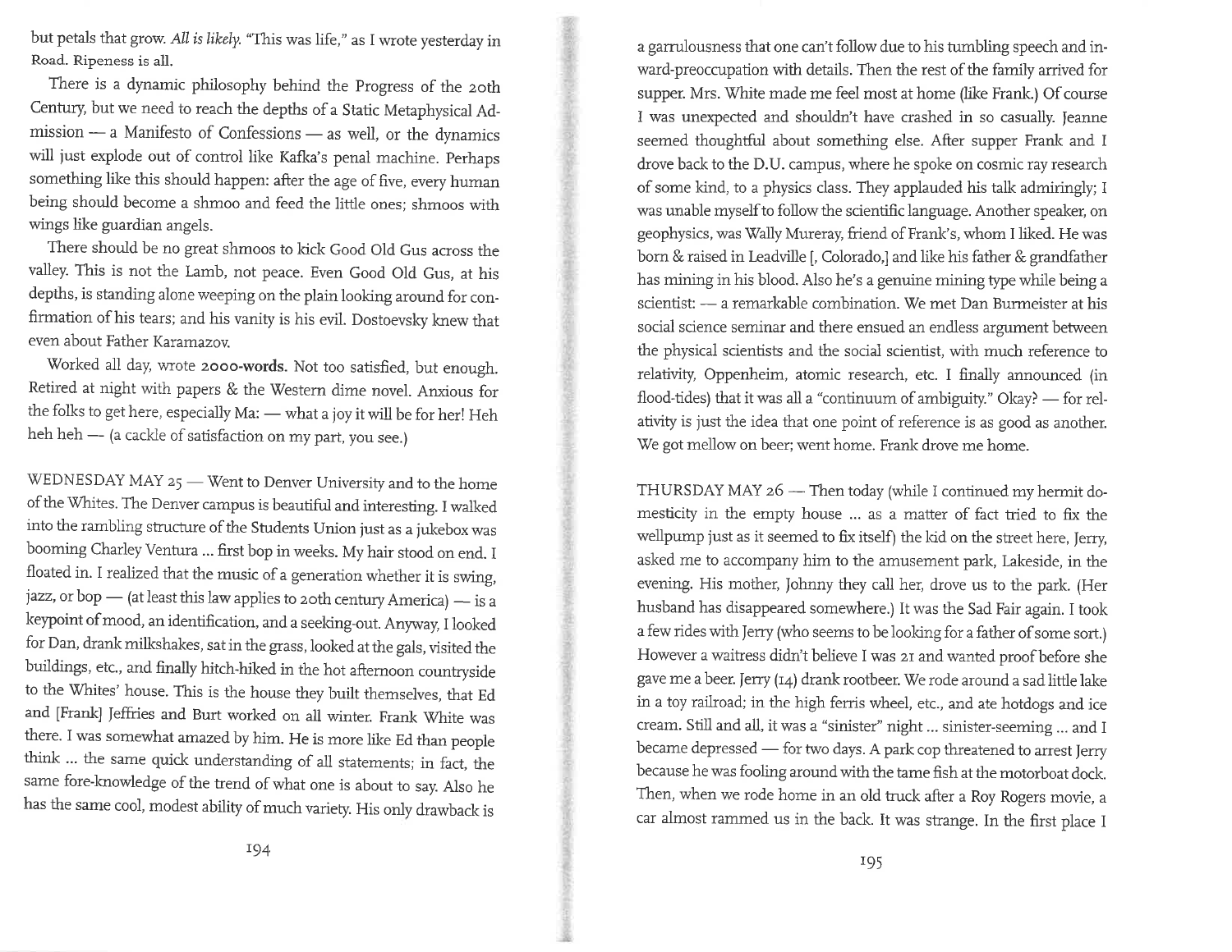but petals that grow. *All is likely.* "This was life," as I wrote yesterday in Road. Ripeness is all.

There is a dynamic philosophy behind the Progress of the 20th Century, but we need to reach the depths of a Static Metaphysical Admission — a Manifesto of Confessions — as well, or the dynamics will just explode out of control like Kafka's penal machine. Perhaps something like this should happen: after the age of five, every human being should become a shmoo and feed the little ones; shmoos with wings like guardian angels.

There should be no great shmoos to kick Good Old Gus across the valley. This is not the Lamb, not peace. Even Good Old Gus, at his depths, is standing alone weeping on the plain looking around for confirmation of his tears; and his vanity is his evil. Dostoevsky knew that even about Father Karamazov.

Worked all day, wrote **2000-words.** Not too satisfied, but enough. Retired at night with papers & the Western dime novel. Anxious for the folks to get here, especially Ma: — what a joy it will be for her! Heh heh heh — (a cackle of satisfaction on my part, you see.)

WEDNESDAY MAY 25 — Went to Denver University and to the home of the Whites. The Denver campus is beautiful and interesting. I walked into the rambling structure of the Students Union just as a jukebox was booming Charley Ventura ... first bop in weeks. My hair stood on end. I floated in. I realized that the music of a generation whether it is swing, jazz, or bop — (at least this law applies to 20th century America) — is a keypoint of mood, an identification, and a seeking-out. Anyway, I looked for Dan, drank milkshakes, sat in the grass, looked at the gals, visited the buildings, etc., and finally hitch-hiked in the hot afternoon countryside to the Whites' house. This is the house they built themselves, that Ed and [Frank] Jeffries and Burt worked on all winter. Frank White was there. I was somewhat amazed by him. He is more like Ed than people think ... the same quick understanding of all statements; in fact, the same fore-knowledge of the trend of what one is about to say. Also he has the same cool, modest ability of much variety. His only drawback is a garrulousness that one can't follow due to his tumbling speech and inward-preoccupation with details. Then the rest of the family arrived for supper. Mrs. White made me feel most at home (like Frank.) Of course I was unexpected and shouldn't have crashed in so casually. Jeanne seemed thoughtful about something else. After supper Frank and I drove back to the D.U. campus, where he spoke on cosmic ray research of some kind, to a physics class. They applauded his talk admiringly; I was unable myself to follow the scientific language. Another speaker, on geophysics, was Wally Mureray, friend of Frank's, whom I liked. He was born & raised in Leadville [, Colorado,] and like his father & grandfather has mining in his blood. Also he's a genuine mining type while being a scientist: — a remarkable combination. We met Dan Burmeister at his social science seminar and there ensued an endless argument between the physical scientists and the social scientist, with much reference to relativity, Oppenheim, atomic research, etc. I finally announced (in flood-tides) that it was all a "continuum of ambiguity." Okay? — for relativity is just the idea that one point of reference is as good as another. We got mellow on beer; went home. Frank drove me home.

THURSDAY MAY 26 — Then today (while I continued my hermit domesticity in the empty house ... as a matter of fact tried to fix the wellpump just as it seemed to fix itself) the kid on the street here, Jerry, asked me to accompany him to the amusement park, Lakeside, in the evening. His mother, Johnny they call her, drove us to the park. (Her husband has disappeared somewhere.) It was the Sad Fair again. I took a few rides with Jerry (who seems to be looking for a father of some sort.) However a waitress didn't believe I was 21 and wanted proof before she gave me a beer. Jerry (14) drank rootbeer. We rode around a sad little lake in a toy railroad; in the high ferris wheel, etc., and ate hotdogs and ice cream. Still and all, it was a "sinister" night ... sinister-seeming ... and I became depressed — for two days. A park cop threatened to arrest Jerry because he was fooling around with the tame fish at the motorboat dock. Then, when we rode home in an old truck after a Roy Rogers movie, a car almost rammed us in the back. It was strange. In the first place I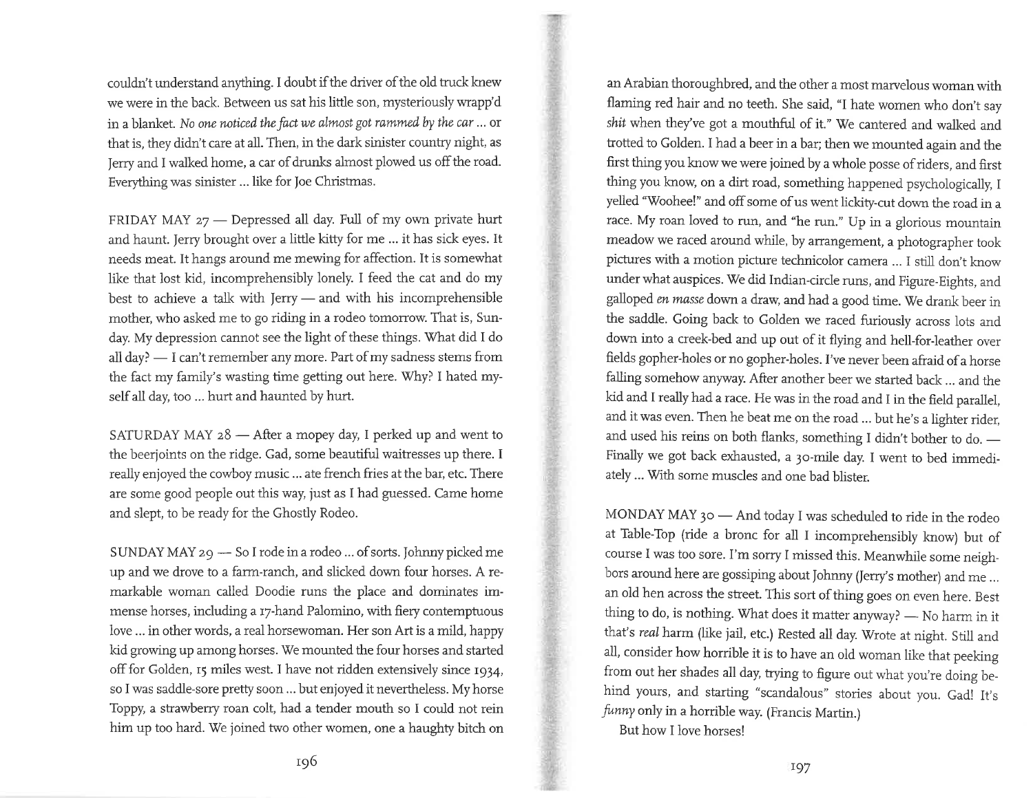couldn't understand anything. I doubt if the driver of the old truck knew we were in the back. Between us sat his little son, mysteriously wrapp'd in a blanket. *No one noticed the fact we almost got rammed by the car* ... or that is, they didn't care at all. Then, in the dark sinister country night, as Jerry and I walked home, a car of drunks almost plowed us off the road. Everything was sinister ... like for Joe Christmas.

FRIDAY MAY 27 — Depressed all day. Full of my own private hurt and haunt. Jerry brought over a little kitty for me ... it has sick eyes. It needs meat. It hangs around me mewing for affection. It is somewhat like that lost kid, incomprehensibly lonely. I feed the cat and do my best to achieve a talk with Jerry — and with his incomprehensible mother, who asked me to go riding in a rodeo tomorrow. That is, Sunday. My depression cannot see the light of these things. What did I do all day? — I can't remember any more. Part of my sadness stems from the fact my family's wasting time getting out here. Why? I hated myself all day, too ... hurt and haunted by hurt.

SATURDAY MAY 28 — After a mopey day, I perked up and went to the beerjoints on the ridge. Gad, some beautiful waitresses up there. I really enjoyed the cowboy music ... ate french fries at the bar, etc. There are some good people out this way, just as I had guessed. Came home and slept, to be ready for the Ghostly Rodeo.

SUNDAY MAY 29 — So I rode in a rodeo ... of sorts. Johnny picked me up and we drove to a farm-ranch, and slicked down four horses. A remarkable woman called Doodie runs the place and dominates immense horses, including a 17-hand Palomino, with fiery contemptuous love ... in other words, a real horsewoman. Her son Art is a mild, happy kid growing up among horses. We mounted the four horses and started off for Golden, 15 miles west. I have not ridden extensively since 1934, so I was saddle-sore pretty soon ... but enjoyed it nevertheless. My horse Toppy, a strawberry roan colt, had a tender mouth so I could not rein him up too hard. We joined two other women, one a haughty bitch on an Arabian thoroughbred, and the other a most marvelous woman with flaming red hair and no teeth. She said, "I hate women who don't say *shit* when they've got a mouthful of it." We cantered and walked and trotted to Golden. I had a beer in a bar; then we mounted again and the first thing you know we were joined by a whole posse of riders, and first thing you know, on a dirt road, something happened psychologically, I yelled "Woohee!" and off some of us went lickity-cut down the road in a race. My roan loved to run, and "he run." Up in a glorious mountain meadow we raced around while, by arrangement, a photographer took pictures with a motion picture technicolor camera ... I still don't know under what auspices. We did Indian-circle runs, and Figure-Eights, and galloped *en masse* down a draw, and had a good time. We drank beer in the saddle. Going back to Golden we raced furiously across lots and down into a creek-bed and up out of it flying and hell-for-leather over fields gopher-holes or no gopher-holes. I've never been afraid of a horse falling somehow anyway. After another beer we started back ... and the kid and I really had a race. He was in the road and I in the field parallel, and it was even. Then he beat me on the road ... but he's a lighter rider, and used his reins on both flanks, something I didn't bother to do. — Finally we got back exhausted, a 30-mile day. I went to bed immediately ... With some muscles and one bad blister.

MONDAY MAY 30 — And today I was scheduled to ride in the rodeo at Table-Top (ride a bronc for all I incomprehensibly know) but of course I was too sore. I'm sorry I missed this. Meanwhile some neighbors around here are gossiping about Johnny (Jerry's mother) and me ... an old hen across the street. This sort of thing goes on even here. Best thing to do, is nothing. What does it matter anyway? — No harm in it that's *real* harm (like jail, etc.) Rested all day. Wrote at night. Still and all, consider how horrible it is to have an old woman like that peeking from out her shades all day, trying to figure out what you're doing behind yours, and starting "scandalous" stories about you. Gad! It's *funny* only in a horrible way. (Francis Martin.)

But how I love horses!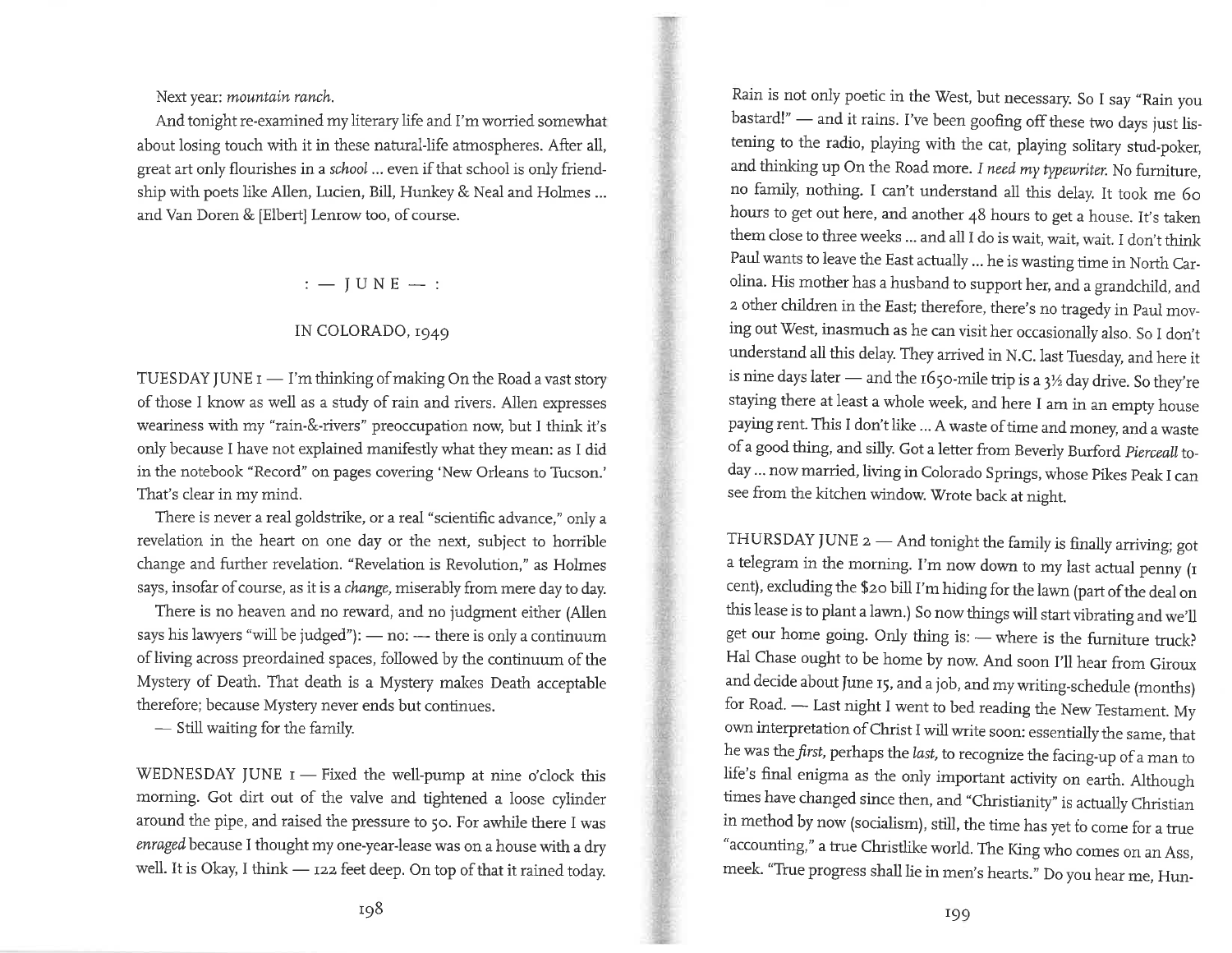Next year: *mountain ranch.*

And tonight re-examined my literary life and I'm worried somewhat about losing touch with it in these natural-life atmospheres. After all, great art only flourishes in a *school* ... even if that school is only friendship with poets like Allen, Lucien, Bill, Hunkey & Neal and Holmes ... and Van Doren & [Elbert] Lenrow too, of course.

: — JUNE — :

IN COLORADO, 1949

TUESDAY JUNE 1 — I'm thinking of making On the Road a vast story of those I know as well as a study of rain and rivers. Allen expresses weariness with my "rain-&-rivers" preoccupation now, but I think it's only because I have not explained manifestly what they mean: as I did in the notebook "Record" on pages covering 'New Orleans to Tucson.' That's clear in my mind.

There is never a real goldstrike, or a real "scientific advance," only a revelation in the heart on one day or the next, subject to horrible change and further revelation. "Revelation is Revolution," as Holmes says, insofar of course, as it is a *change,* miserably from mere day to day.

There is no heaven and no reward, and no judgment either (Allen says his lawyers "will be judged"): — no: — there is only a continuum of living across preordained spaces, followed by the continuum of the Mystery of Death. That death is a Mystery makes Death acceptable therefore; because Mystery never ends but continues.

— Still waiting for the family.

WEDNESDAY JUNE 1 — Fixed the well-pump at nine o'clock this morning. Got dirt out of the valve and tightened a loose cylinder around the pipe, and raised the pressure to 50. For awhile there I was *enraged* because I thought my one-year-lease was on a house with a dry well. It is Okay, I think — 122 feet deep. On top of that it rained today. Rain is not only poetic in the West, but necessary. So I say "Rain you bastard!" — and it rains. I've been goofing off these two days just listening to the radio, playing with the cat, playing solitary stud-poker, and thinking up On the Road more. *I need my typewriter.* No furniture, no family, nothing. I can't understand all this delay. It took me 60 hours to get out here, and another 48 hours to get a house. It's taken them close to three weeks ... and all I do is wait, wait, wait. I don't think Paul wants to leave the East actually ... he is wasting time in North Carolina. His mother has a husband to support her, and a grandchild, and 2 other children in the East; therefore, there's no tragedy in Paul moving out West, inasmuch as he can visit her occasionally also. So I don't understand all this delay. They arrived in N.C. last Tuesday, and here it is nine days later — and the 1650-mile trip is a 3½ day drive. So they're staying there at least a whole week, and here I am in an empty house paying rent. This I don't like ... A waste of time and money, and a waste of a good thing, and silly. Got a letter from Beverly Burford *Pierceall* today ... now married, living in Colorado Springs, whose Pikes Peak I can see from the kitchen window. Wrote back at night.

THURSDAY JUNE 2 — And tonight the family is finally arriving; got a telegram in the morning. I'm now down to my last actual penny (1 cent), excluding the $20 bill I'm hiding for the lawn (part of the deal on this lease is to plant a lawn.) So now things will start vibrating and we'll get our home going. Only thing is: — where is the furniture truck? Hal Chase ought to be home by now. And soon I'll hear from Giroux and decide about June 15, and a job, and my writing-schedule (months) for Road. — Last night I went to bed reading the New Testament. My own interpretation of Christ I will write soon: essentially the same, that he was the *first,* perhaps the *last,* to recognize the facing-up of a man to life's final enigma as the only important activity on earth. Although times have changed since then, and "Christianity" is actually Christian in method by now (socialism), still, the time has yet to come for a true "accounting," a true Christlike world. The King who comes on an Ass, meek. "True progress shall lie in men's hearts." Do you hear me, Hun-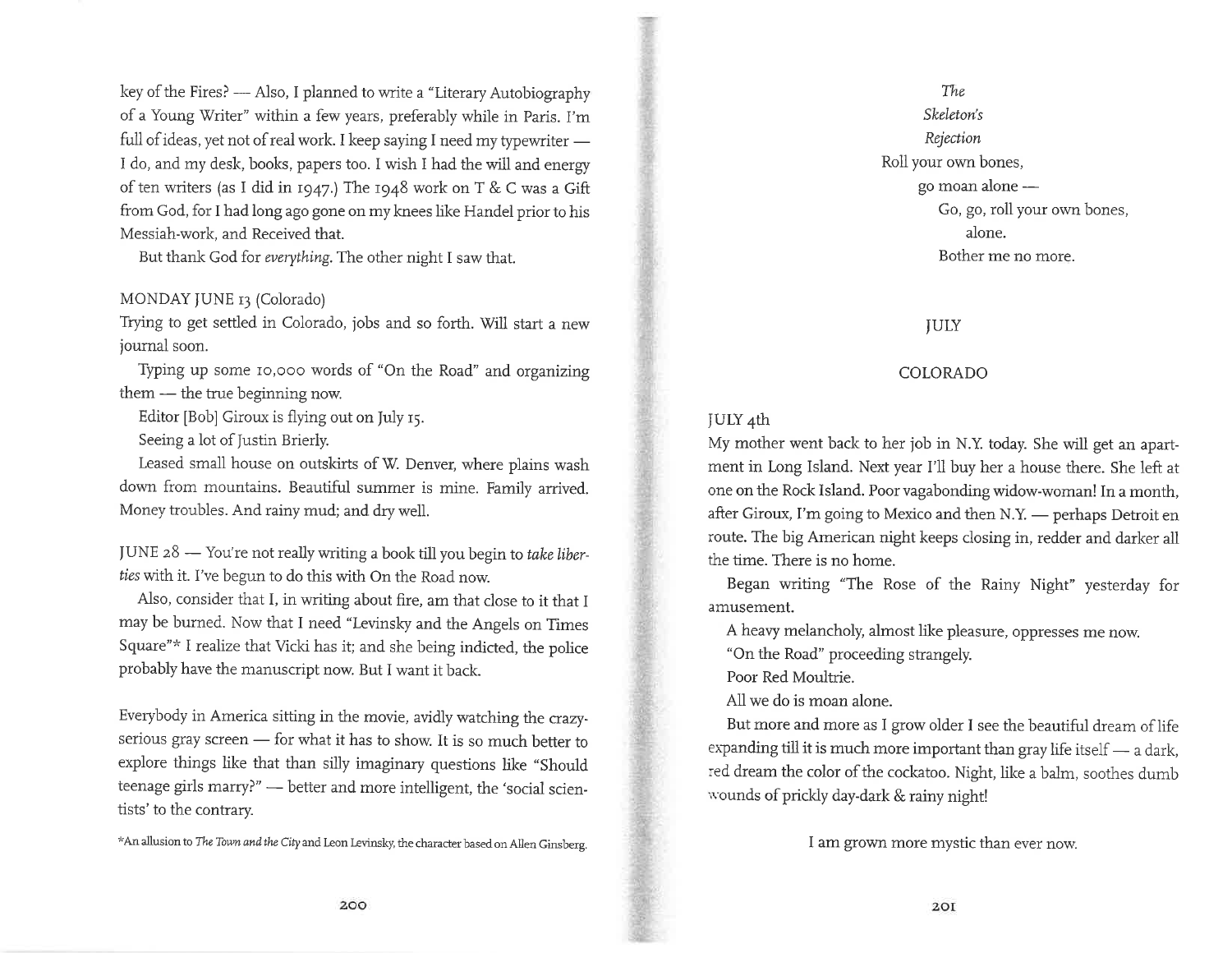key of the Fires? — Also, I planned to write a "Literary Autobiography of a Young Writer" within a few years, preferably while in Paris. I'm full of ideas, yet not of real work. I keep saying I need my typewriter — I do, and my desk, books, papers too. I wish I had the will and energy of ten writers (as I did in 1947.) The 1948 work on T & C was a Gift from God, for I had long ago gone on my knees like Handel prior to his Messiah-work, and Received that.

But thank God for *everything*. The other night I saw that.

MONDAY JUNE 13 (Colorado)

Trying to get settled in Colorado, jobs and so forth. Will start a new journal soon.

Typing up some 10,000 words of "On the Road" and organizing them — the true beginning now.

Editor [Bob] Giroux is flying out on July 15.

Seeing a lot of Justin Brierly.

Leased small house on outskirts of W. Denver, where plains wash down from mountains. Beautiful summer is mine. Family arrived. Money troubles. And rainy mud; and dry well.

JUNE 28 — You're not really writing a book till you begin to *take liberties* with it. I've begun to do this with On the Road now.

Also, consider that I, in writing about fire, am that close to it that I may be burned. Now that I need "Levinsky and the Angels on Times Square"* I realize that Vicki has it; and she being indicted, the police probably have the manuscript now. But I want it back.

Everybody in America sitting in the movie, avidly watching the crazy-serious gray screen — for what it has to show. It is so much better to explore things like that than silly imaginary questions like "Should teenage girls marry?" — better and more intelligent, the 'social scientists' to the contrary.

*An allusion to *The Town and the City* and Leon Levinsky, the character based on Allen Ginsberg.

*The*
*Skeleton's*
*Rejection*

Roll your own bones,
go moan alone —
Go, go, roll your own bones,
alone.
Bother me no more.

JULY

COLORADO

JULY 4th

My mother went back to her job in N.Y. today. She will get an apartment in Long Island. Next year I'll buy her a house there. She left at one on the Rock Island. Poor vagabonding widow-woman! In a month, after Giroux, I'm going to Mexico and then N.Y. — perhaps Detroit en route. The big American night keeps closing in, redder and darker all the time. There is no home.

Began writing "The Rose of the Rainy Night" yesterday for amusement.

A heavy melancholy, almost like pleasure, oppresses me now.

"On the Road" proceeding strangely.

Poor Red Moultrie.

All we do is moan alone.

But more and more as I grow older I see the beautiful dream of life expanding till it is much more important than gray life itself — a dark, red dream the color of the cockatoo. Night, like a balm, soothes dumb wounds of prickly day-dark & rainy night!

I am grown more mystic than ever now.